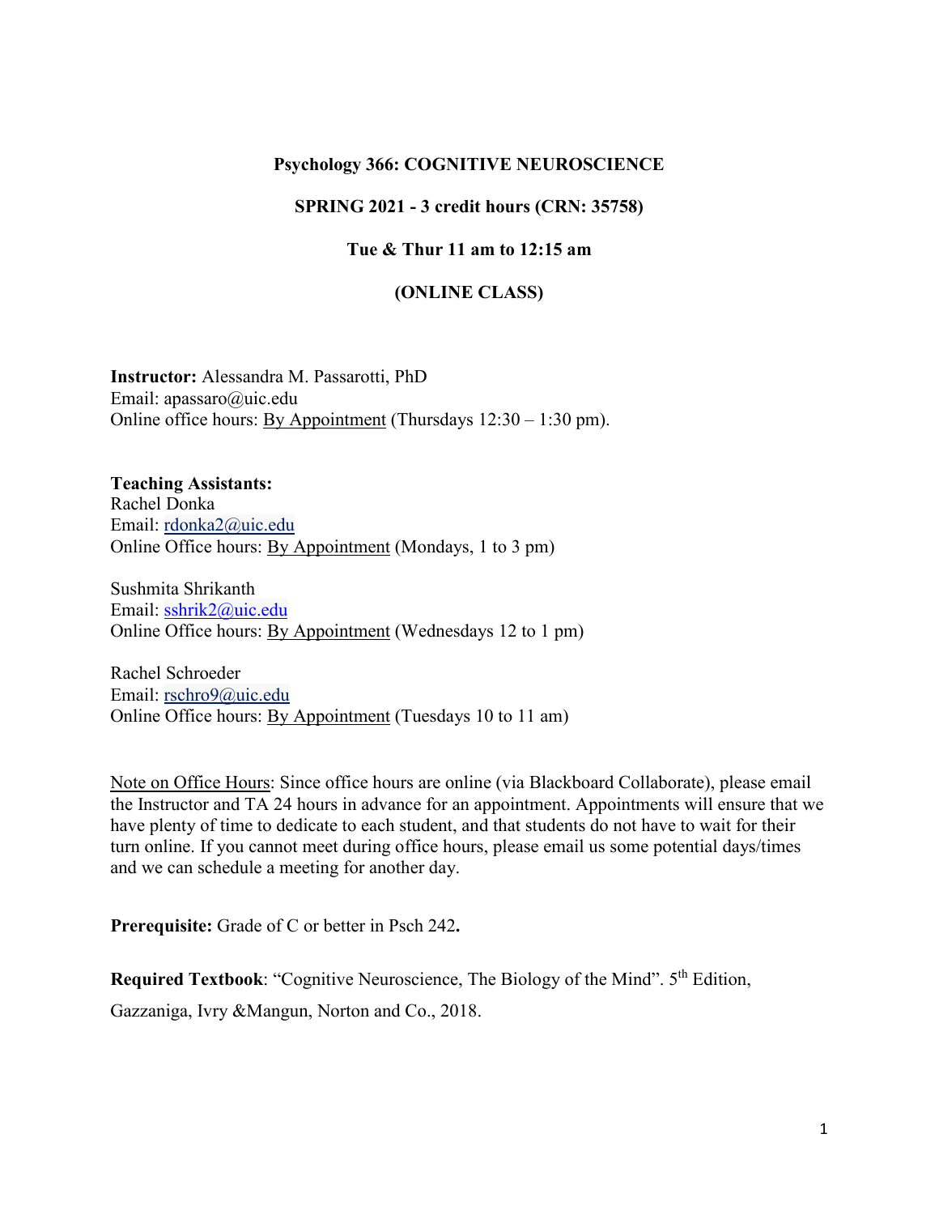**Psychology 366: COGNITIVE NEUROSCIENCE**

**SPRING 2021 - 3 credit hours (CRN: 35758)**

**Tue & Thur 11 am to 12:15 am**

**(ONLINE CLASS)**

**Instructor:** Alessandra M. Passarotti, PhD
Email: apassaro@uic.edu
Online office hours: By Appointment (Thursdays 12:30 – 1:30 pm).

**Teaching Assistants:**
Rachel Donka
Email: rdonka2@uic.edu
Online Office hours: By Appointment (Mondays, 1 to 3 pm)

Sushmita Shrikanth
Email: sshrik2@uic.edu
Online Office hours: By Appointment (Wednesdays 12 to 1 pm)

Rachel Schroeder
Email: rschro9@uic.edu
Online Office hours: By Appointment (Tuesdays 10 to 11 am)

Note on Office Hours: Since office hours are online (via Blackboard Collaborate), please email the Instructor and TA 24 hours in advance for an appointment. Appointments will ensure that we have plenty of time to dedicate to each student, and that students do not have to wait for their turn online. If you cannot meet during office hours, please email us some potential days/times and we can schedule a meeting for another day.

**Prerequisite:** Grade of C or better in Psch 242**.**

**Required Textbook**: "Cognitive Neuroscience, The Biology of the Mind". 5th Edition, Gazzaniga, Ivry &Mangun, Norton and Co., 2018.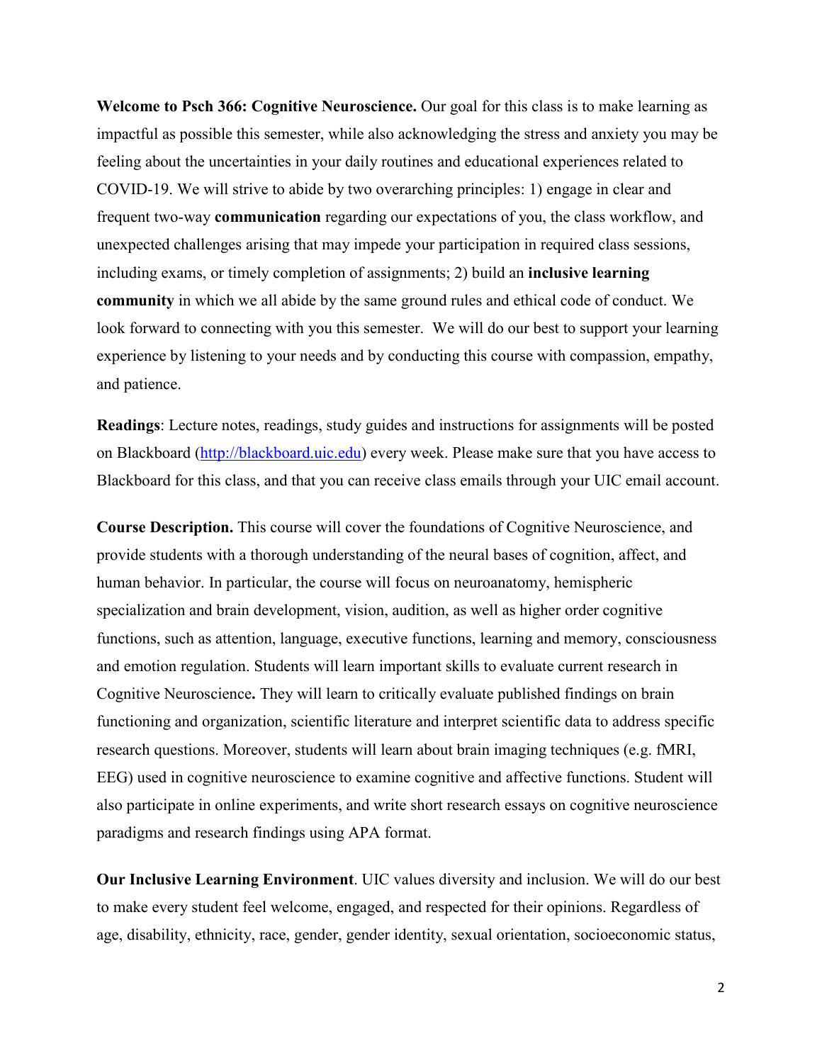**Welcome to Psch 366: Cognitive Neuroscience.** Our goal for this class is to make learning as impactful as possible this semester, while also acknowledging the stress and anxiety you may be feeling about the uncertainties in your daily routines and educational experiences related to COVID-19. We will strive to abide by two overarching principles: 1) engage in clear and frequent two-way **communication** regarding our expectations of you, the class workflow, and unexpected challenges arising that may impede your participation in required class sessions, including exams, or timely completion of assignments; 2) build an **inclusive learning community** in which we all abide by the same ground rules and ethical code of conduct. We look forward to connecting with you this semester. We will do our best to support your learning experience by listening to your needs and by conducting this course with compassion, empathy, and patience.

**Readings**: Lecture notes, readings, study guides and instructions for assignments will be posted on Blackboard (http://blackboard.uic.edu) every week. Please make sure that you have access to Blackboard for this class, and that you can receive class emails through your UIC email account.

**Course Description.** This course will cover the foundations of Cognitive Neuroscience, and provide students with a thorough understanding of the neural bases of cognition, affect, and human behavior. In particular, the course will focus on neuroanatomy, hemispheric specialization and brain development, vision, audition, as well as higher order cognitive functions, such as attention, language, executive functions, learning and memory, consciousness and emotion regulation. Students will learn important skills to evaluate current research in Cognitive Neuroscience**.** They will learn to critically evaluate published findings on brain functioning and organization, scientific literature and interpret scientific data to address specific research questions. Moreover, students will learn about brain imaging techniques (e.g. fMRI, EEG) used in cognitive neuroscience to examine cognitive and affective functions. Student will also participate in online experiments, and write short research essays on cognitive neuroscience paradigms and research findings using APA format.

**Our Inclusive Learning Environment**. UIC values diversity and inclusion. We will do our best to make every student feel welcome, engaged, and respected for their opinions. Regardless of age, disability, ethnicity, race, gender, gender identity, sexual orientation, socioeconomic status,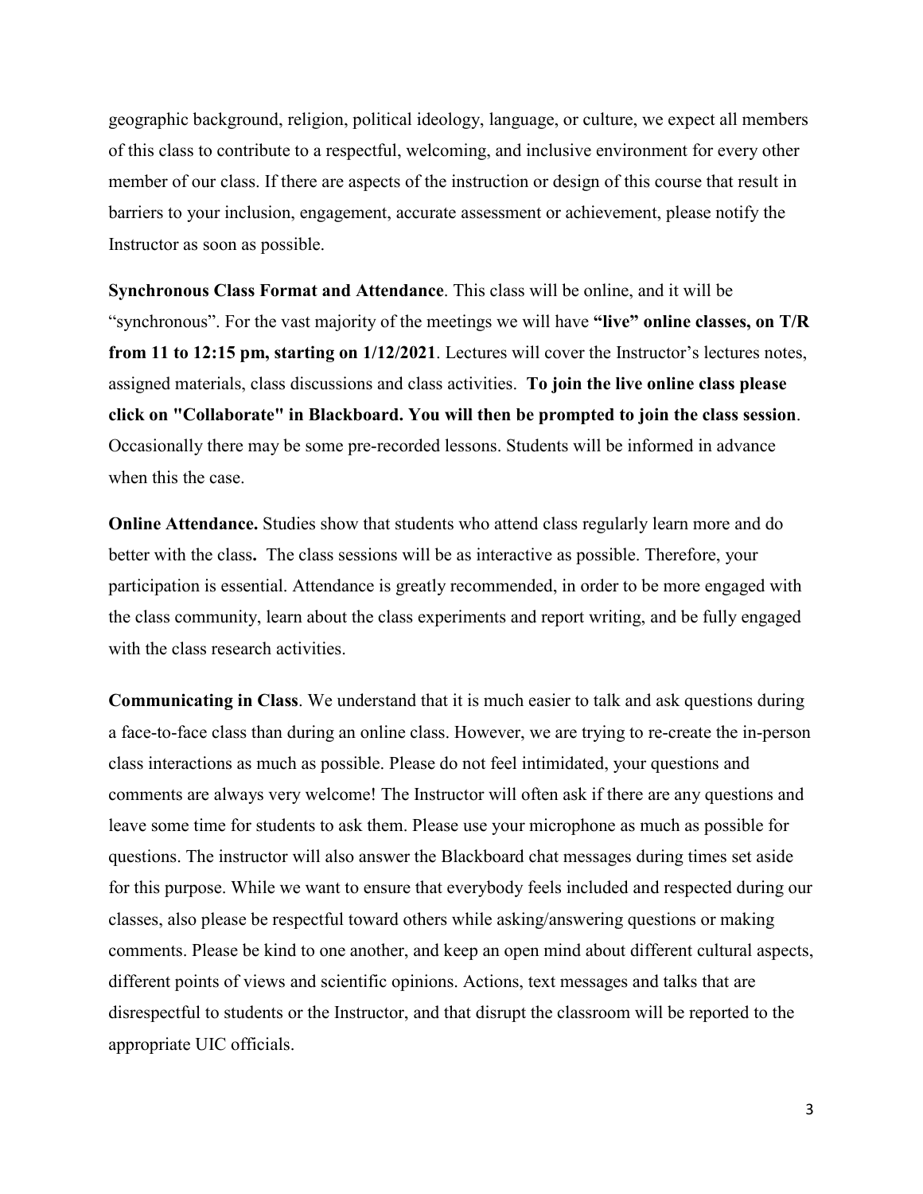geographic background, religion, political ideology, language, or culture, we expect all members of this class to contribute to a respectful, welcoming, and inclusive environment for every other member of our class. If there are aspects of the instruction or design of this course that result in barriers to your inclusion, engagement, accurate assessment or achievement, please notify the Instructor as soon as possible.

**Synchronous Class Format and Attendance**. This class will be online, and it will be "synchronous". For the vast majority of the meetings we will have **"live" online classes, on T/R from 11 to 12:15 pm, starting on 1/12/2021**. Lectures will cover the Instructor's lectures notes, assigned materials, class discussions and class activities. **To join the live online class please click on "Collaborate" in Blackboard. You will then be prompted to join the class session**. Occasionally there may be some pre-recorded lessons. Students will be informed in advance when this the case.

**Online Attendance.** Studies show that students who attend class regularly learn more and do better with the class**.** The class sessions will be as interactive as possible. Therefore, your participation is essential. Attendance is greatly recommended, in order to be more engaged with the class community, learn about the class experiments and report writing, and be fully engaged with the class research activities.

**Communicating in Class**. We understand that it is much easier to talk and ask questions during a face-to-face class than during an online class. However, we are trying to re-create the in-person class interactions as much as possible. Please do not feel intimidated, your questions and comments are always very welcome! The Instructor will often ask if there are any questions and leave some time for students to ask them. Please use your microphone as much as possible for questions. The instructor will also answer the Blackboard chat messages during times set aside for this purpose. While we want to ensure that everybody feels included and respected during our classes, also please be respectful toward others while asking/answering questions or making comments. Please be kind to one another, and keep an open mind about different cultural aspects, different points of views and scientific opinions. Actions, text messages and talks that are disrespectful to students or the Instructor, and that disrupt the classroom will be reported to the appropriate UIC officials.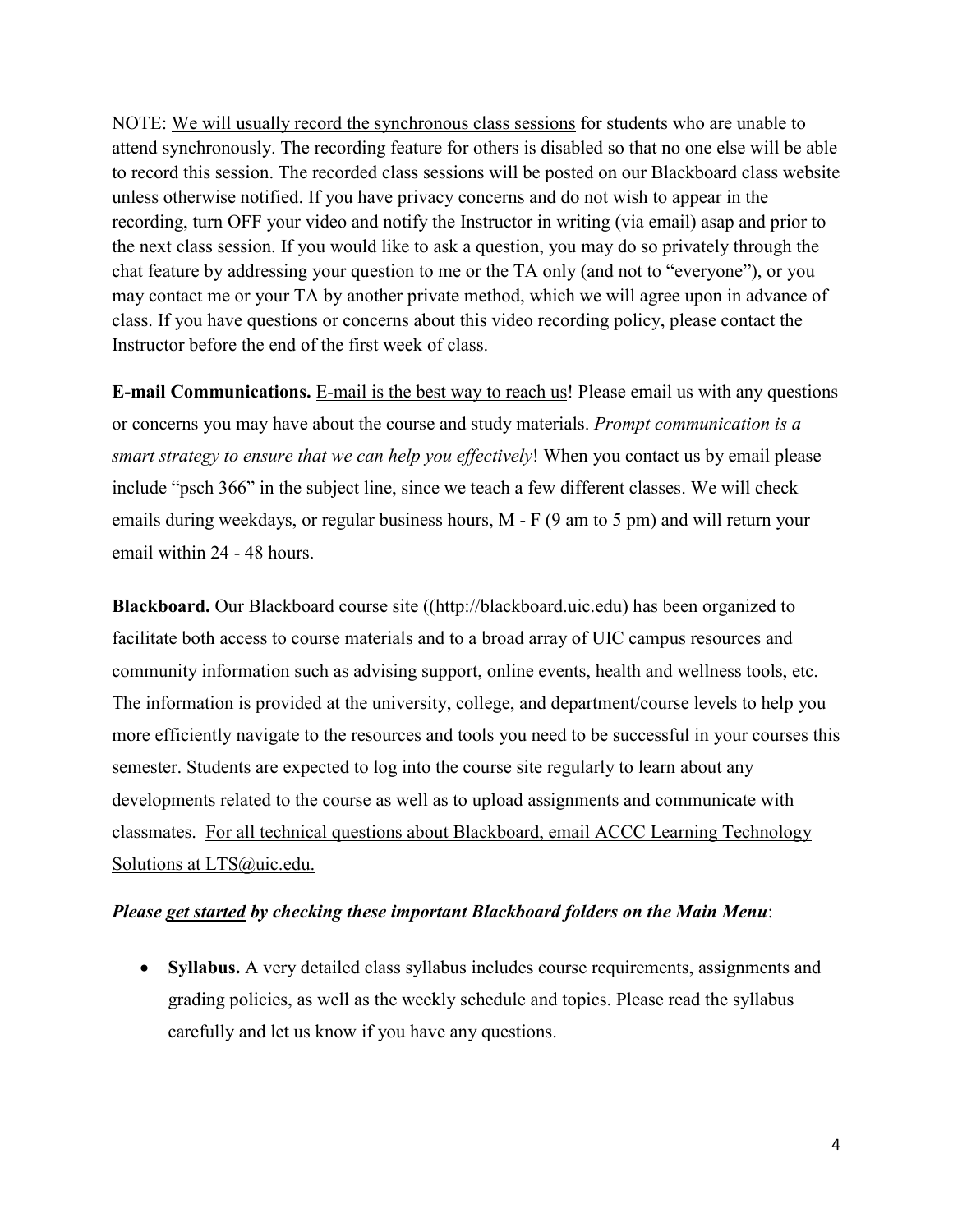NOTE: We will usually record the synchronous class sessions for students who are unable to attend synchronously. The recording feature for others is disabled so that no one else will be able to record this session. The recorded class sessions will be posted on our Blackboard class website unless otherwise notified. If you have privacy concerns and do not wish to appear in the recording, turn OFF your video and notify the Instructor in writing (via email) asap and prior to the next class session. If you would like to ask a question, you may do so privately through the chat feature by addressing your question to me or the TA only (and not to "everyone"), or you may contact me or your TA by another private method, which we will agree upon in advance of class. If you have questions or concerns about this video recording policy, please contact the Instructor before the end of the first week of class.

**E-mail Communications.** E-mail is the best way to reach us! Please email us with any questions or concerns you may have about the course and study materials. *Prompt communication is a smart strategy to ensure that we can help you effectively*! When you contact us by email please include "psch 366" in the subject line, since we teach a few different classes. We will check emails during weekdays, or regular business hours, M - F (9 am to 5 pm) and will return your email within 24 - 48 hours.

**Blackboard.** Our Blackboard course site ((http://blackboard.uic.edu) has been organized to facilitate both access to course materials and to a broad array of UIC campus resources and community information such as advising support, online events, health and wellness tools, etc. The information is provided at the university, college, and department/course levels to help you more efficiently navigate to the resources and tools you need to be successful in your courses this semester. Students are expected to log into the course site regularly to learn about any developments related to the course as well as to upload assignments and communicate with classmates. For all technical questions about Blackboard, email ACCC Learning Technology Solutions at LTS@uic.edu.

***Please get started by checking these important Blackboard folders on the Main Menu***:

- **Syllabus.** A very detailed class syllabus includes course requirements, assignments and grading policies, as well as the weekly schedule and topics. Please read the syllabus carefully and let us know if you have any questions.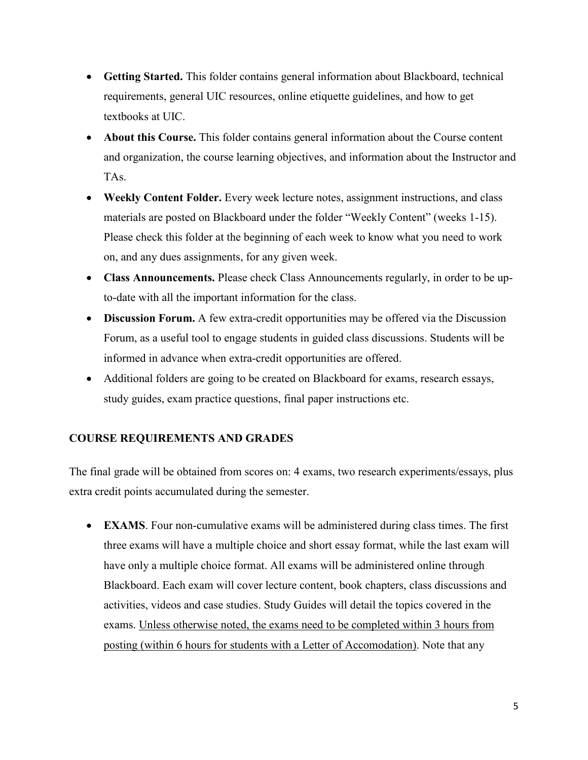- **Getting Started.** This folder contains general information about Blackboard, technical requirements, general UIC resources, online etiquette guidelines, and how to get textbooks at UIC.
- **About this Course.** This folder contains general information about the Course content and organization, the course learning objectives, and information about the Instructor and TAs.
- **Weekly Content Folder.** Every week lecture notes, assignment instructions, and class materials are posted on Blackboard under the folder "Weekly Content" (weeks 1-15). Please check this folder at the beginning of each week to know what you need to work on, and any dues assignments, for any given week.
- **Class Announcements.** Please check Class Announcements regularly, in order to be up-to-date with all the important information for the class.
- **Discussion Forum.** A few extra-credit opportunities may be offered via the Discussion Forum, as a useful tool to engage students in guided class discussions. Students will be informed in advance when extra-credit opportunities are offered.
- Additional folders are going to be created on Blackboard for exams, research essays, study guides, exam practice questions, final paper instructions etc.

## COURSE REQUIREMENTS AND GRADES

The final grade will be obtained from scores on: 4 exams, two research experiments/essays, plus extra credit points accumulated during the semester.

- **EXAMS**. Four non-cumulative exams will be administered during class times. The first three exams will have a multiple choice and short essay format, while the last exam will have only a multiple choice format. All exams will be administered online through Blackboard. Each exam will cover lecture content, book chapters, class discussions and activities, videos and case studies. Study Guides will detail the topics covered in the exams. <u>Unless otherwise noted, the exams need to be completed within 3 hours from posting (within 6 hours for students with a Letter of Accomodation)</u>. Note that any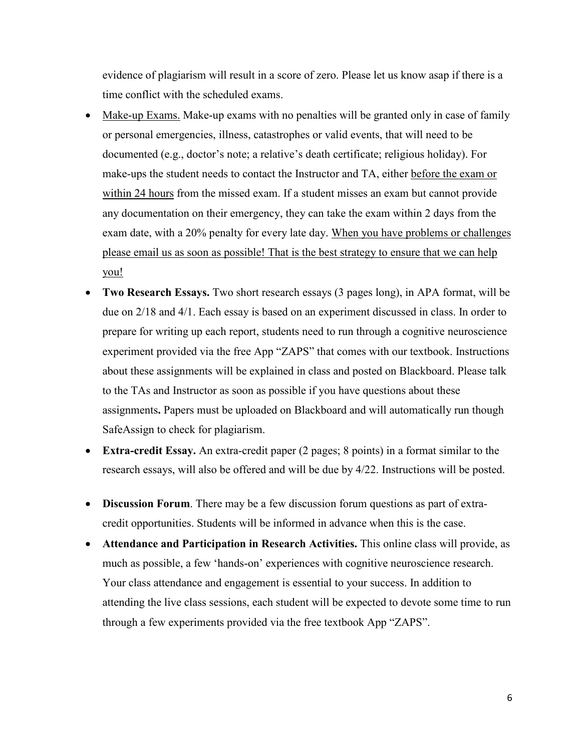evidence of plagiarism will result in a score of zero. Please let us know asap if there is a time conflict with the scheduled exams.

- <u>Make-up Exams.</u> Make-up exams with no penalties will be granted only in case of family or personal emergencies, illness, catastrophes or valid events, that will need to be documented (e.g., doctor's note; a relative's death certificate; religious holiday). For make-ups the student needs to contact the Instructor and TA, either <u>before the exam or within 24 hours</u> from the missed exam. If a student misses an exam but cannot provide any documentation on their emergency, they can take the exam within 2 days from the exam date, with a 20% penalty for every late day. <u>When you have problems or challenges please email us as soon as possible! That is the best strategy to ensure that we can help you!</u>
- **Two Research Essays.** Two short research essays (3 pages long), in APA format, will be due on 2/18 and 4/1. Each essay is based on an experiment discussed in class. In order to prepare for writing up each report, students need to run through a cognitive neuroscience experiment provided via the free App "ZAPS" that comes with our textbook. Instructions about these assignments will be explained in class and posted on Blackboard. Please talk to the TAs and Instructor as soon as possible if you have questions about these assignments**.** Papers must be uploaded on Blackboard and will automatically run though SafeAssign to check for plagiarism.
- **Extra-credit Essay.** An extra-credit paper (2 pages; 8 points) in a format similar to the research essays, will also be offered and will be due by 4/22. Instructions will be posted.
- **Discussion Forum**. There may be a few discussion forum questions as part of extra-credit opportunities. Students will be informed in advance when this is the case.
- **Attendance and Participation in Research Activities.** This online class will provide, as much as possible, a few 'hands-on' experiences with cognitive neuroscience research. Your class attendance and engagement is essential to your success. In addition to attending the live class sessions, each student will be expected to devote some time to run through a few experiments provided via the free textbook App "ZAPS".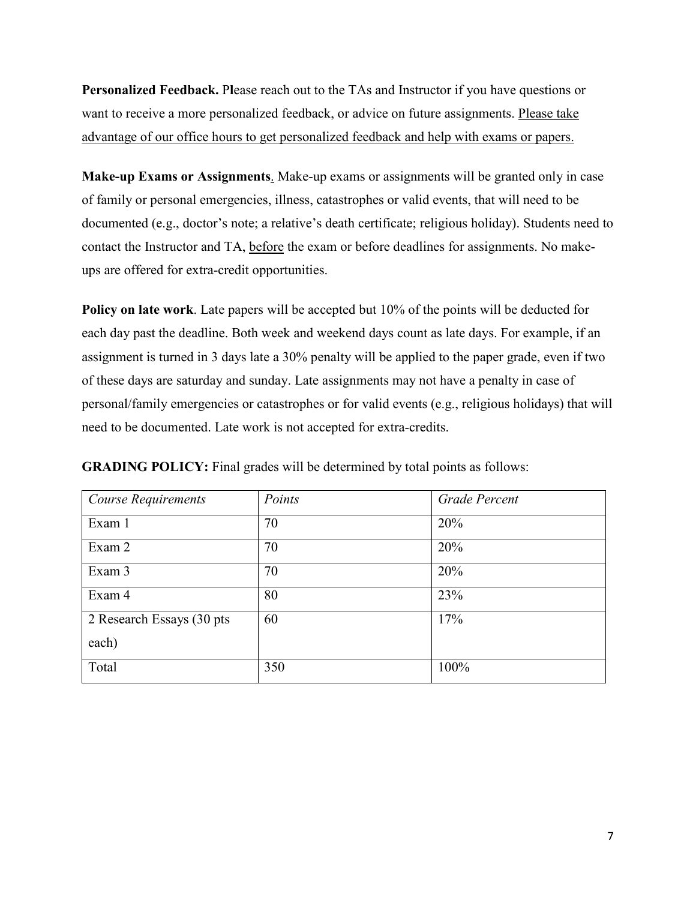**Personalized Feedback.** Please reach out to the TAs and Instructor if you have questions or want to receive a more personalized feedback, or advice on future assignments. <u>Please take advantage of our office hours to get personalized feedback and help with exams or papers.</u>

**Make-up Exams or Assignments**. Make-up exams or assignments will be granted only in case of family or personal emergencies, illness, catastrophes or valid events, that will need to be documented (e.g., doctor's note; a relative's death certificate; religious holiday). Students need to contact the Instructor and TA, <u>before</u> the exam or before deadlines for assignments. No make-ups are offered for extra-credit opportunities.

**Policy on late work**. Late papers will be accepted but 10% of the points will be deducted for each day past the deadline. Both week and weekend days count as late days. For example, if an assignment is turned in 3 days late a 30% penalty will be applied to the paper grade, even if two of these days are saturday and sunday. Late assignments may not have a penalty in case of personal/family emergencies or catastrophes or for valid events (e.g., religious holidays) that will need to be documented. Late work is not accepted for extra-credits.

**GRADING POLICY:** Final grades will be determined by total points as follows:

| *Course Requirements* | *Points* | *Grade Percent* |
| --- | --- | --- |
| Exam 1 | 70 | 20% |
| Exam 2 | 70 | 20% |
| Exam 3 | 70 | 20% |
| Exam 4 | 80 | 23% |
| 2 Research Essays (30 pts each) | 60 | 17% |
| Total | 350 | 100% |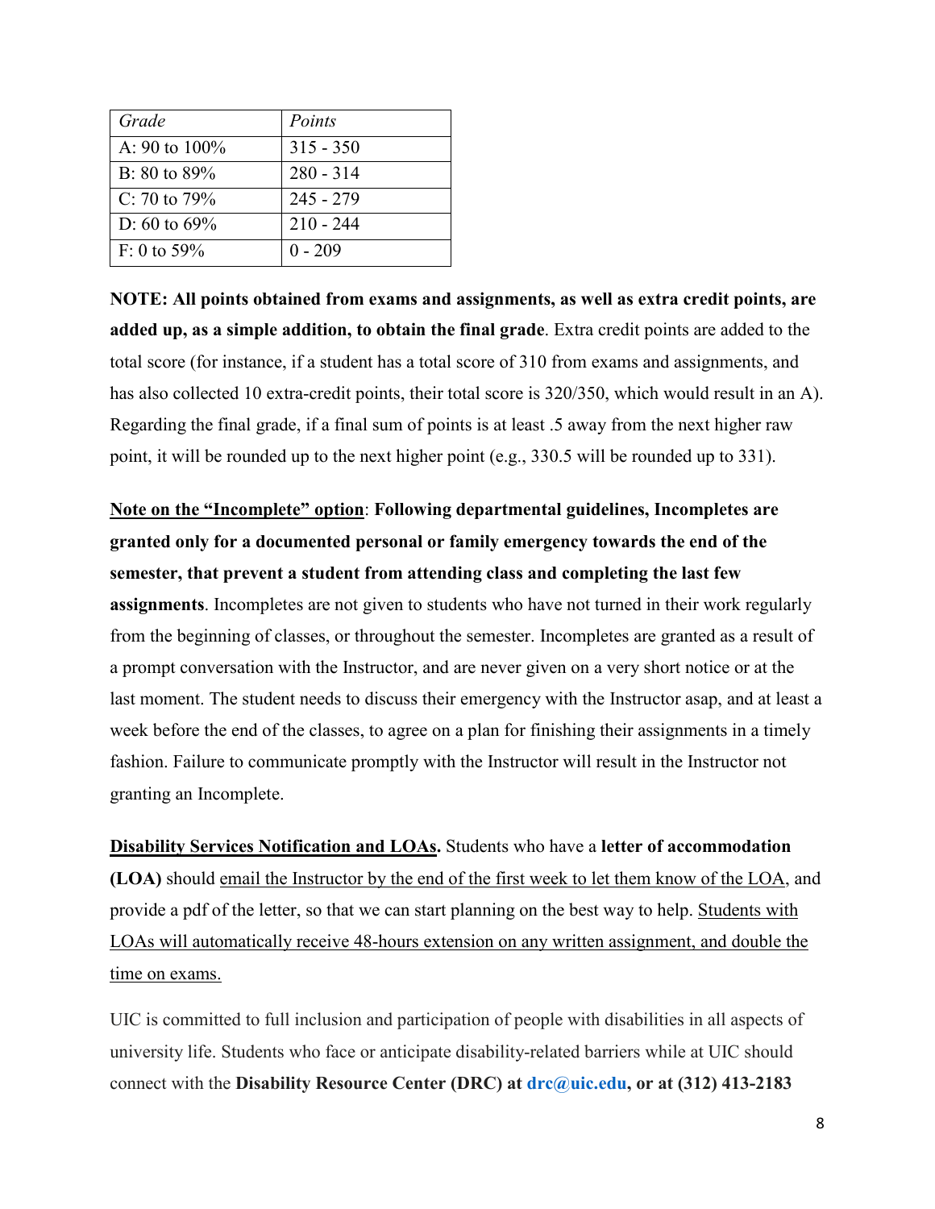| *Grade* | *Points* |
|---|---|
| A: 90 to 100% | 315 - 350 |
| B: 80 to 89% | 280 - 314 |
| C: 70 to 79% | 245 - 279 |
| D: 60 to 69% | 210 - 244 |
| F: 0 to 59% | 0 - 209 |

**NOTE: All points obtained from exams and assignments, as well as extra credit points, are added up, as a simple addition, to obtain the final grade**. Extra credit points are added to the total score (for instance, if a student has a total score of 310 from exams and assignments, and has also collected 10 extra-credit points, their total score is 320/350, which would result in an A). Regarding the final grade, if a final sum of points is at least .5 away from the next higher raw point, it will be rounded up to the next higher point (e.g., 330.5 will be rounded up to 331).

<u>Note on the "Incomplete" option</u>: **Following departmental guidelines, Incompletes are granted only for a documented personal or family emergency towards the end of the semester, that prevent a student from attending class and completing the last few assignments**. Incompletes are not given to students who have not turned in their work regularly from the beginning of classes, or throughout the semester. Incompletes are granted as a result of a prompt conversation with the Instructor, and are never given on a very short notice or at the last moment. The student needs to discuss their emergency with the Instructor asap, and at least a week before the end of the classes, to agree on a plan for finishing their assignments in a timely fashion. Failure to communicate promptly with the Instructor will result in the Instructor not granting an Incomplete.

**<u>Disability Services Notification and LOAs.</u>** Students who have a **letter of accommodation (LOA)** should <u>email the Instructor by the end of the first week to let them know of the LOA</u>, and provide a pdf of the letter, so that we can start planning on the best way to help. <u>Students with LOAs will automatically receive 48-hours extension on any written assignment, and double the time on exams.</u>

UIC is committed to full inclusion and participation of people with disabilities in all aspects of university life. Students who face or anticipate disability-related barriers while at UIC should connect with the **Disability Resource Center (DRC) at drc@uic.edu, or at (312) 413-2183**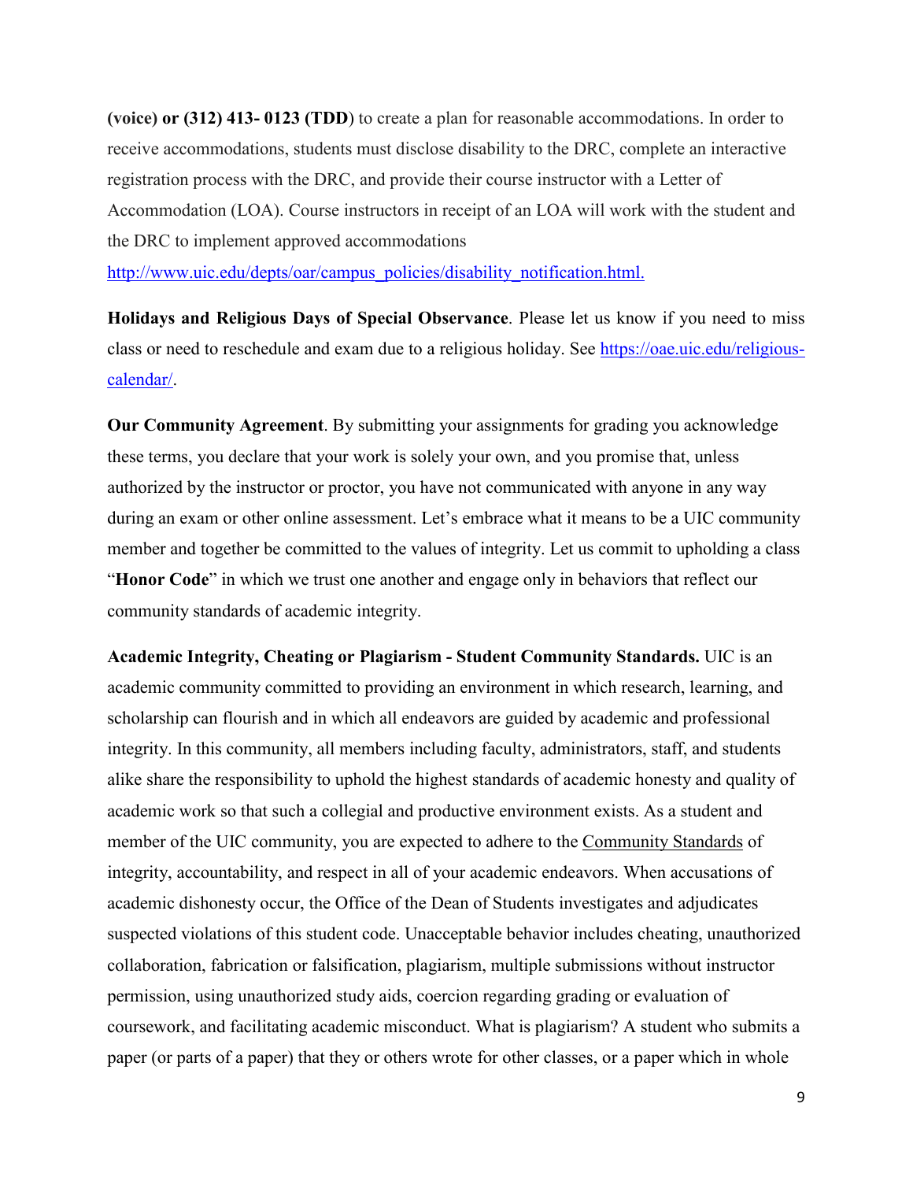**(voice) or (312) 413- 0123 (TDD**) to create a plan for reasonable accommodations. In order to receive accommodations, students must disclose disability to the DRC, complete an interactive registration process with the DRC, and provide their course instructor with a Letter of Accommodation (LOA). Course instructors in receipt of an LOA will work with the student and the DRC to implement approved accommodations http://www.uic.edu/depts/oar/campus_policies/disability_notification.html.

**Holidays and Religious Days of Special Observance**. Please let us know if you need to miss class or need to reschedule and exam due to a religious holiday. See https://oae.uic.edu/religious-calendar/.

**Our Community Agreement**. By submitting your assignments for grading you acknowledge these terms, you declare that your work is solely your own, and you promise that, unless authorized by the instructor or proctor, you have not communicated with anyone in any way during an exam or other online assessment. Let's embrace what it means to be a UIC community member and together be committed to the values of integrity. Let us commit to upholding a class "**Honor Code**" in which we trust one another and engage only in behaviors that reflect our community standards of academic integrity.

**Academic Integrity, Cheating or Plagiarism - Student Community Standards.** UIC is an academic community committed to providing an environment in which research, learning, and scholarship can flourish and in which all endeavors are guided by academic and professional integrity. In this community, all members including faculty, administrators, staff, and students alike share the responsibility to uphold the highest standards of academic honesty and quality of academic work so that such a collegial and productive environment exists. As a student and member of the UIC community, you are expected to adhere to the Community Standards of integrity, accountability, and respect in all of your academic endeavors. When accusations of academic dishonesty occur, the Office of the Dean of Students investigates and adjudicates suspected violations of this student code. Unacceptable behavior includes cheating, unauthorized collaboration, fabrication or falsification, plagiarism, multiple submissions without instructor permission, using unauthorized study aids, coercion regarding grading or evaluation of coursework, and facilitating academic misconduct. What is plagiarism? A student who submits a paper (or parts of a paper) that they or others wrote for other classes, or a paper which in whole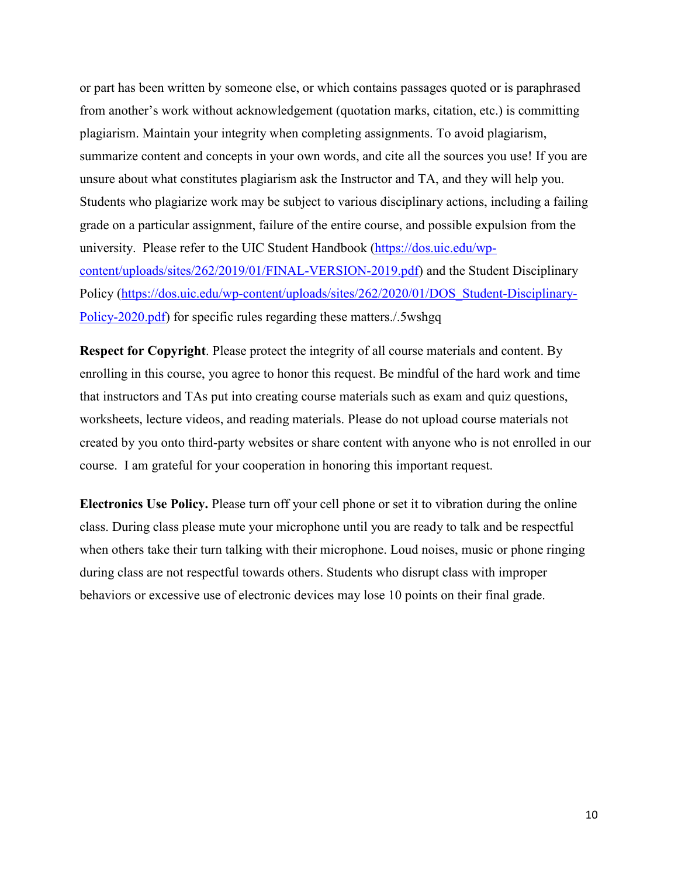or part has been written by someone else, or which contains passages quoted or is paraphrased from another's work without acknowledgement (quotation marks, citation, etc.) is committing plagiarism. Maintain your integrity when completing assignments. To avoid plagiarism, summarize content and concepts in your own words, and cite all the sources you use! If you are unsure about what constitutes plagiarism ask the Instructor and TA, and they will help you. Students who plagiarize work may be subject to various disciplinary actions, including a failing grade on a particular assignment, failure of the entire course, and possible expulsion from the university. Please refer to the UIC Student Handbook (https://dos.uic.edu/wp-content/uploads/sites/262/2019/01/FINAL-VERSION-2019.pdf) and the Student Disciplinary Policy (https://dos.uic.edu/wp-content/uploads/sites/262/2020/01/DOS_Student-Disciplinary-Policy-2020.pdf) for specific rules regarding these matters./.5wshgq

**Respect for Copyright**. Please protect the integrity of all course materials and content. By enrolling in this course, you agree to honor this request. Be mindful of the hard work and time that instructors and TAs put into creating course materials such as exam and quiz questions, worksheets, lecture videos, and reading materials. Please do not upload course materials not created by you onto third-party websites or share content with anyone who is not enrolled in our course. I am grateful for your cooperation in honoring this important request.

**Electronics Use Policy.** Please turn off your cell phone or set it to vibration during the online class. During class please mute your microphone until you are ready to talk and be respectful when others take their turn talking with their microphone. Loud noises, music or phone ringing during class are not respectful towards others. Students who disrupt class with improper behaviors or excessive use of electronic devices may lose 10 points on their final grade.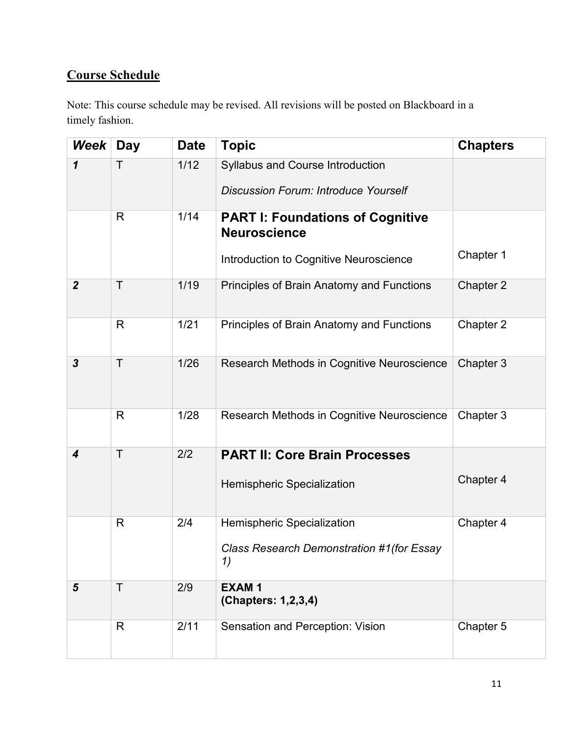## Course Schedule

Note: This course schedule may be revised. All revisions will be posted on Blackboard in a timely fashion.

| *Week* | Day | Date | Topic | Chapters |
|---|---|---|---|---|
| *1* | T | 1/12 | Syllabus and Course Introduction<br>*Discussion Forum: Introduce Yourself* | |
| | R | 1/14 | **PART I: Foundations of Cognitive Neuroscience**<br>Introduction to Cognitive Neuroscience | Chapter 1 |
| *2* | T | 1/19 | Principles of Brain Anatomy and Functions | Chapter 2 |
| | R | 1/21 | Principles of Brain Anatomy and Functions | Chapter 2 |
| *3* | T | 1/26 | Research Methods in Cognitive Neuroscience | Chapter 3 |
| | R | 1/28 | Research Methods in Cognitive Neuroscience | Chapter 3 |
| *4* | T | 2/2 | **PART II: Core Brain Processes**<br>Hemispheric Specialization | Chapter 4 |
| | R | 2/4 | Hemispheric Specialization<br>*Class Research Demonstration #1(for Essay 1)* | Chapter 4 |
| *5* | T | 2/9 | **EXAM 1**<br>**(Chapters: 1,2,3,4)** | |
| | R | 2/11 | Sensation and Perception: Vision | Chapter 5 |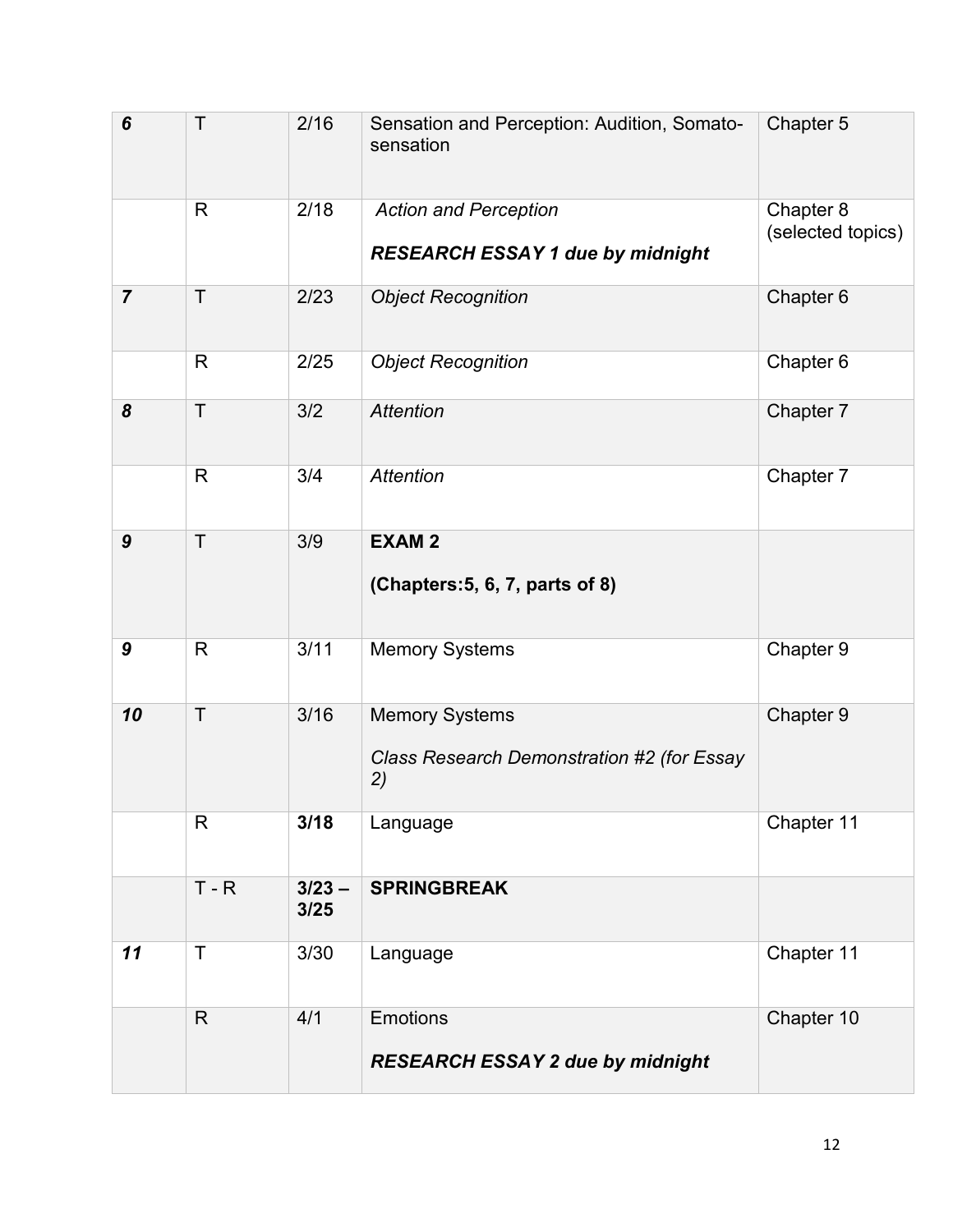| | | | | |
|---|---|---|---|---|
| ***6*** | T | 2/16 | Sensation and Perception: Audition, Somato-sensation | Chapter 5 |
| | R | 2/18 | *Action and Perception*<br><br>***RESEARCH ESSAY 1 due by midnight*** | Chapter 8 (selected topics) |
| ***7*** | T | 2/23 | *Object Recognition* | Chapter 6 |
| | R | 2/25 | *Object Recognition* | Chapter 6 |
| ***8*** | T | 3/2 | *Attention* | Chapter 7 |
| | R | 3/4 | *Attention* | Chapter 7 |
| ***9*** | T | 3/9 | **EXAM 2**<br><br>**(Chapters:5, 6, 7, parts of 8)** | |
| ***9*** | R | 3/11 | Memory Systems | Chapter 9 |
| ***10*** | T | 3/16 | Memory Systems<br><br>*Class Research Demonstration #2 (for Essay 2)* | Chapter 9 |
| | R | **3/18** | Language | Chapter 11 |
| | T - R | **3/23 – 3/25** | **SPRINGBREAK** | |
| ***11*** | T | 3/30 | Language | Chapter 11 |
| | R | 4/1 | Emotions<br><br>***RESEARCH ESSAY 2 due by midnight*** | Chapter 10 |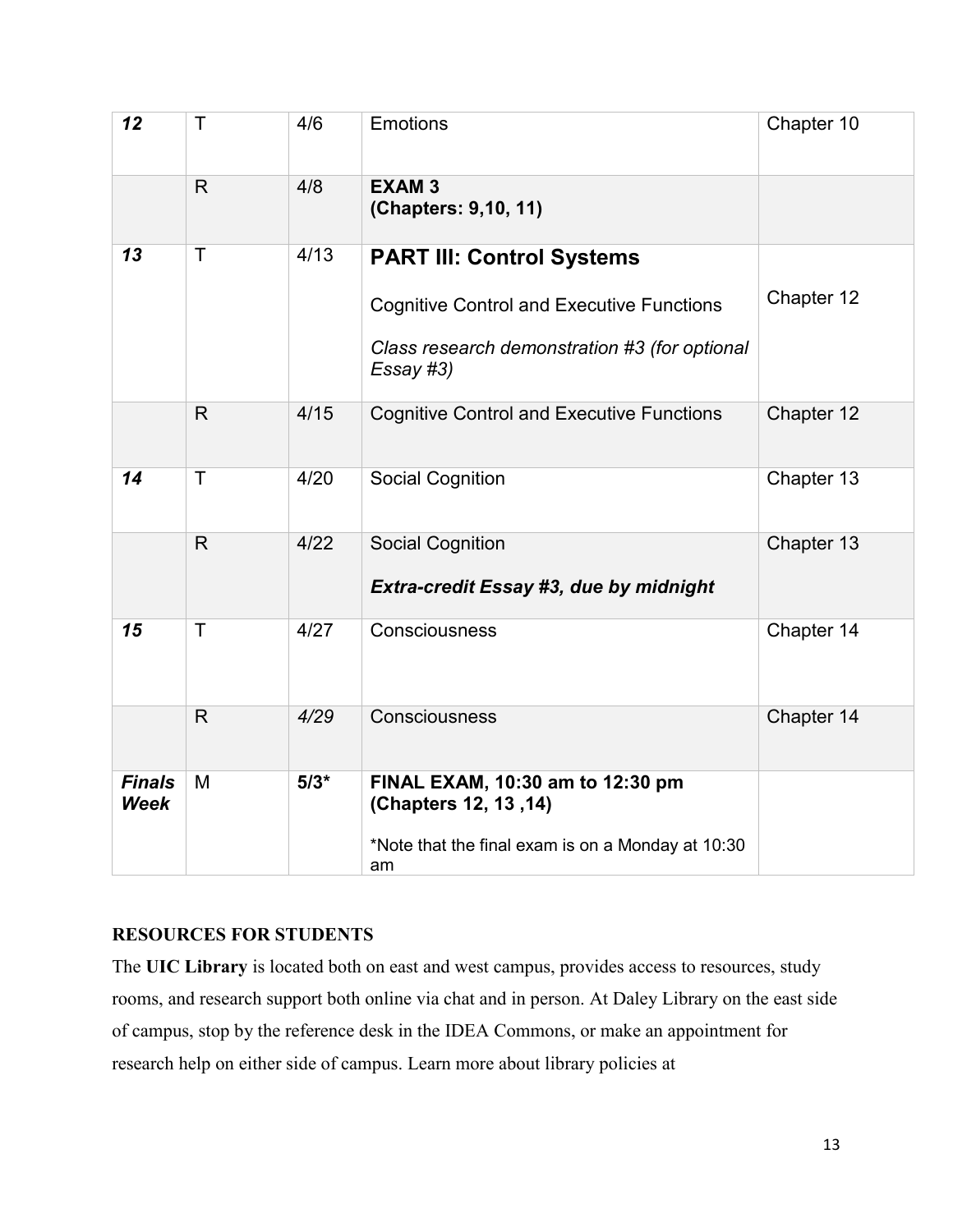| | | | | |
|---|---|---|---|---|
| ***12*** | T | 4/6 | Emotions | Chapter 10 |
| | R | 4/8 | **EXAM 3**<br>**(Chapters: 9,10, 11)** | |
| ***13*** | T | 4/13 | **PART III: Control Systems**<br><br>Cognitive Control and Executive Functions<br><br>*Class research demonstration #3 (for optional Essay #3)* | Chapter 12 |
| | R | 4/15 | Cognitive Control and Executive Functions | Chapter 12 |
| ***14*** | T | 4/20 | Social Cognition | Chapter 13 |
| | R | 4/22 | Social Cognition<br><br>***Extra-credit Essay #3, due by midnight*** | Chapter 13 |
| ***15*** | T | 4/27 | Consciousness | Chapter 14 |
| | R | *4/29* | Consciousness | Chapter 14 |
| ***Finals Week*** | M | **5/3*** | **FINAL EXAM, 10:30 am to 12:30 pm (Chapters 12, 13 ,14)**<br><br>*Note that the final exam is on a Monday at 10:30 am | |

**RESOURCES FOR STUDENTS**

The **UIC Library** is located both on east and west campus, provides access to resources, study rooms, and research support both online via chat and in person. At Daley Library on the east side of campus, stop by the reference desk in the IDEA Commons, or make an appointment for research help on either side of campus. Learn more about library policies at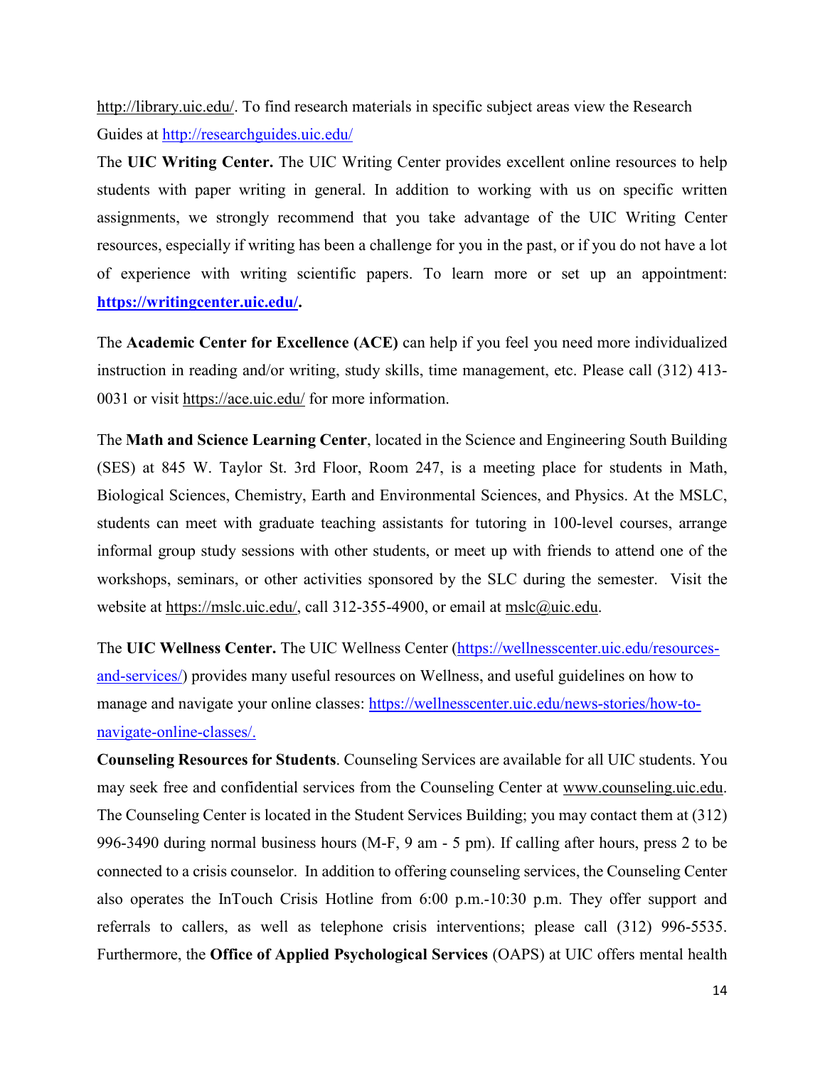http://library.uic.edu/. To find research materials in specific subject areas view the Research Guides at http://researchguides.uic.edu/

The **UIC Writing Center.** The UIC Writing Center provides excellent online resources to help students with paper writing in general. In addition to working with us on specific written assignments, we strongly recommend that you take advantage of the UIC Writing Center resources, especially if writing has been a challenge for you in the past, or if you do not have a lot of experience with writing scientific papers. To learn more or set up an appointment: **https://writingcenter.uic.edu/.**

The **Academic Center for Excellence (ACE)** can help if you feel you need more individualized instruction in reading and/or writing, study skills, time management, etc. Please call (312) 413-0031 or visit https://ace.uic.edu/ for more information.

The **Math and Science Learning Center**, located in the Science and Engineering South Building (SES) at 845 W. Taylor St. 3rd Floor, Room 247, is a meeting place for students in Math, Biological Sciences, Chemistry, Earth and Environmental Sciences, and Physics. At the MSLC, students can meet with graduate teaching assistants for tutoring in 100-level courses, arrange informal group study sessions with other students, or meet up with friends to attend one of the workshops, seminars, or other activities sponsored by the SLC during the semester. Visit the website at https://mslc.uic.edu/, call 312-355-4900, or email at mslc@uic.edu.

The **UIC Wellness Center.** The UIC Wellness Center (https://wellnesscenter.uic.edu/resources-and-services/) provides many useful resources on Wellness, and useful guidelines on how to manage and navigate your online classes: https://wellnesscenter.uic.edu/news-stories/how-to-navigate-online-classes/.

**Counseling Resources for Students**. Counseling Services are available for all UIC students. You may seek free and confidential services from the Counseling Center at www.counseling.uic.edu. The Counseling Center is located in the Student Services Building; you may contact them at (312) 996-3490 during normal business hours (M-F, 9 am - 5 pm). If calling after hours, press 2 to be connected to a crisis counselor. In addition to offering counseling services, the Counseling Center also operates the InTouch Crisis Hotline from 6:00 p.m.-10:30 p.m. They offer support and referrals to callers, as well as telephone crisis interventions; please call (312) 996-5535. Furthermore, the **Office of Applied Psychological Services** (OAPS) at UIC offers mental health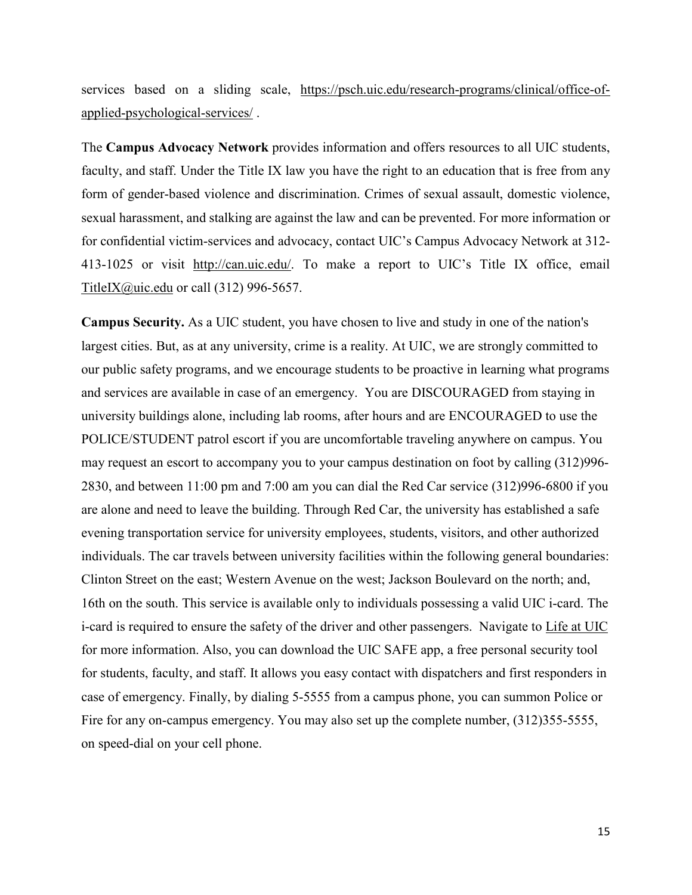services based on a sliding scale, https://psch.uic.edu/research-programs/clinical/office-of-applied-psychological-services/ .

The **Campus Advocacy Network** provides information and offers resources to all UIC students, faculty, and staff. Under the Title IX law you have the right to an education that is free from any form of gender-based violence and discrimination. Crimes of sexual assault, domestic violence, sexual harassment, and stalking are against the law and can be prevented. For more information or for confidential victim-services and advocacy, contact UIC's Campus Advocacy Network at 312-413-1025 or visit http://can.uic.edu/. To make a report to UIC's Title IX office, email TitleIX@uic.edu or call (312) 996-5657.

**Campus Security.** As a UIC student, you have chosen to live and study in one of the nation's largest cities. But, as at any university, crime is a reality. At UIC, we are strongly committed to our public safety programs, and we encourage students to be proactive in learning what programs and services are available in case of an emergency. You are DISCOURAGED from staying in university buildings alone, including lab rooms, after hours and are ENCOURAGED to use the POLICE/STUDENT patrol escort if you are uncomfortable traveling anywhere on campus. You may request an escort to accompany you to your campus destination on foot by calling (312)996-2830, and between 11:00 pm and 7:00 am you can dial the Red Car service (312)996-6800 if you are alone and need to leave the building. Through Red Car, the university has established a safe evening transportation service for university employees, students, visitors, and other authorized individuals. The car travels between university facilities within the following general boundaries: Clinton Street on the east; Western Avenue on the west; Jackson Boulevard on the north; and, 16th on the south. This service is available only to individuals possessing a valid UIC i-card. The i-card is required to ensure the safety of the driver and other passengers. Navigate to Life at UIC for more information. Also, you can download the UIC SAFE app, a free personal security tool for students, faculty, and staff. It allows you easy contact with dispatchers and first responders in case of emergency. Finally, by dialing 5-5555 from a campus phone, you can summon Police or Fire for any on-campus emergency. You may also set up the complete number, (312)355-5555, on speed-dial on your cell phone.